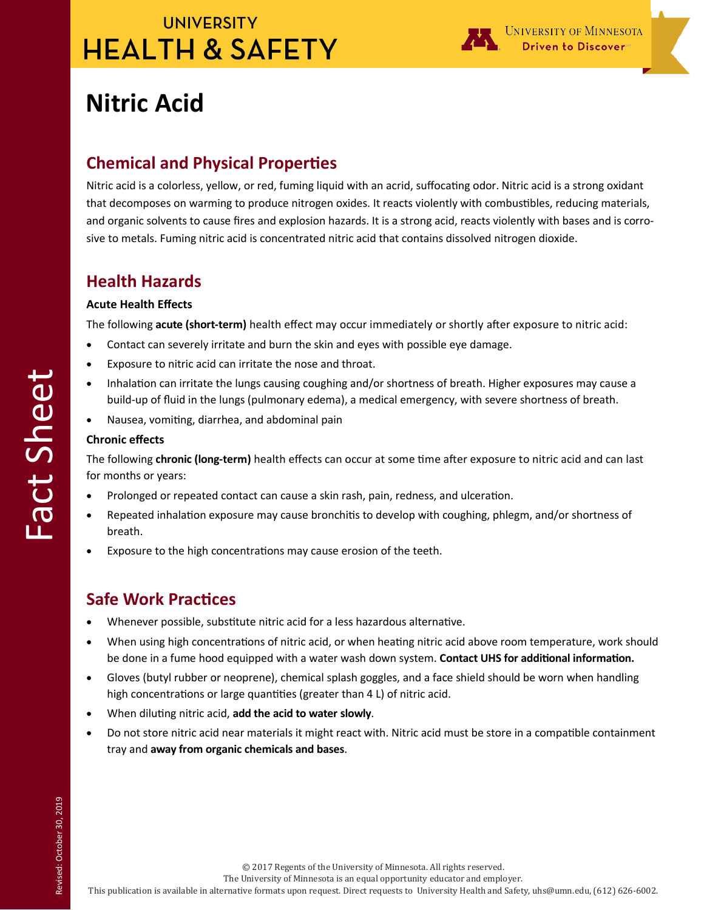# Nitric Acid

## Chemical and Physical Properties

Nitric acid is a colorless, yellow, or red, fuming liquid with an acrid, suffocating odor. Nitric acid is a strong oxidant that decomposes on warming to produce nitrogen oxides. It reacts violently with combustibles, reducing materials, and organic solvents to cause fires and explosion hazards. It is a strong acid, reacts violently with bases and is corrosive to metals. Fuming nitric acid is concentrated nitric acid that contains dissolved nitrogen dioxide.

## Health Hazards

### Acute Health Effects

The following **acute (short-term)** health effect may occur immediately or shortly after exposure to nitric acid:

- Contact can severely irritate and burn the skin and eyes with possible eye damage.
- Exposure to nitric acid can irritate the nose and throat.
- Inhalation can irritate the lungs causing coughing and/or shortness of breath. Higher exposures may cause a build-up of fluid in the lungs (pulmonary edema), a medical emergency, with severe shortness of breath.
- Nausea, vomiting, diarrhea, and abdominal pain

### Chronic effects

The following **chronic (long-term)** health effects can occur at some time after exposure to nitric acid and can last for months or years:

- Prolonged or repeated contact can cause a skin rash, pain, redness, and ulceration.
- Repeated inhalation exposure may cause bronchitis to develop with coughing, phlegm, and/or shortness of breath.
- Exposure to the high concentrations may cause erosion of the teeth.

## Safe Work Practices

- Whenever possible, substitute nitric acid for a less hazardous alternative.
- When using high concentrations of nitric acid, or when heating nitric acid above room temperature, work should be done in a fume hood equipped with a water wash down system. **Contact UHS for additional information.**
- Gloves (butyl rubber or neoprene), chemical splash goggles, and a face shield should be worn when handling high concentrations or large quantities (greater than 4 L) of nitric acid.
- When diluting nitric acid, **add the acid to water slowly**.
- Do not store nitric acid near materials it might react with. Nitric acid must be store in a compatible containment tray and **away from organic chemicals and bases**.

© 2017 Regents of the University of Minnesota. All rights reserved.
The University of Minnesota is an equal opportunity educator and employer.
This publication is available in alternative formats upon request. Direct requests to University Health and Safety, uhs@umn.edu, (612) 626-6002.

Revised: October 30, 2019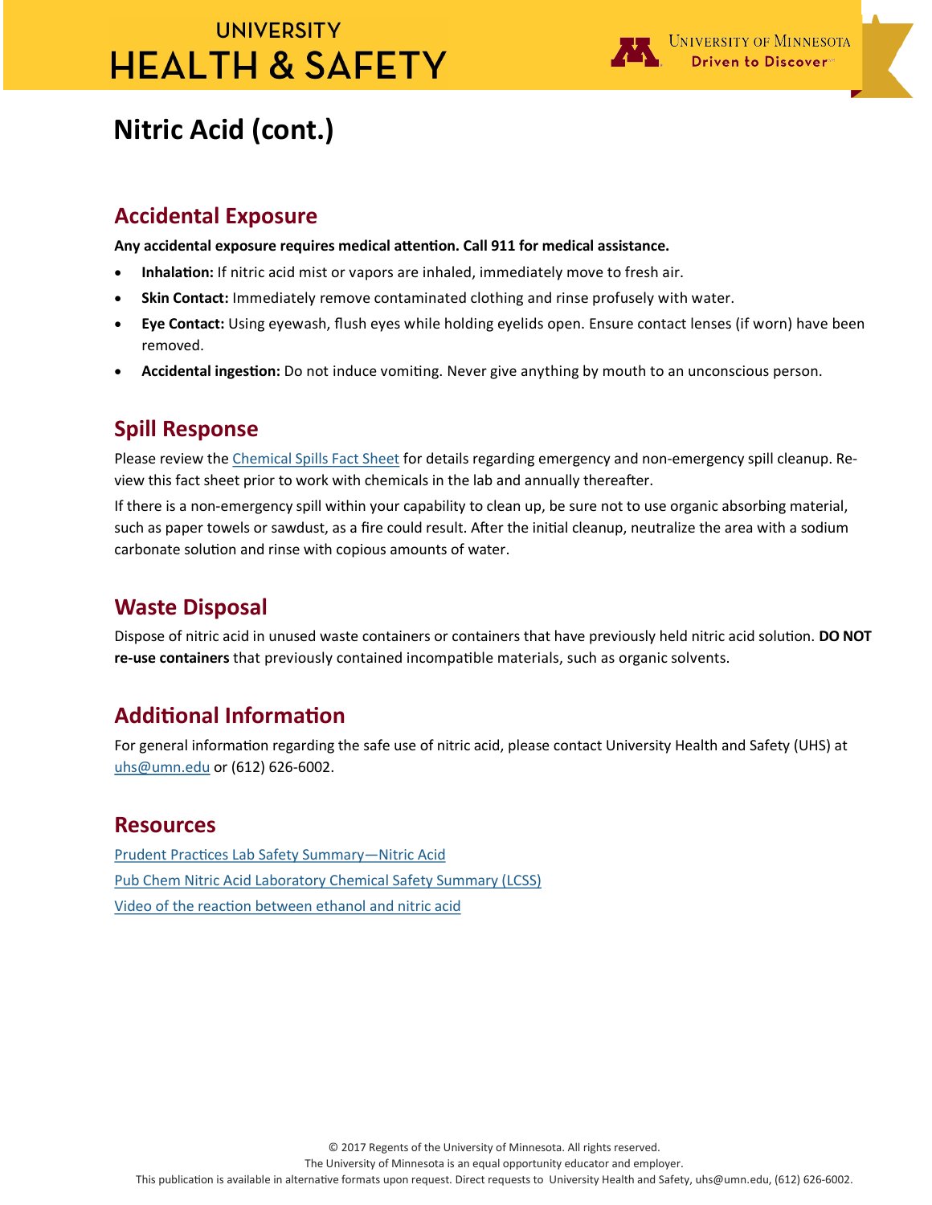# Nitric Acid (cont.)

## Accidental Exposure

**Any accidental exposure requires medical attention. Call 911 for medical assistance.**

- **Inhalation:** If nitric acid mist or vapors are inhaled, immediately move to fresh air.
- **Skin Contact:** Immediately remove contaminated clothing and rinse profusely with water.
- **Eye Contact:** Using eyewash, flush eyes while holding eyelids open. Ensure contact lenses (if worn) have been removed.
- **Accidental ingestion:** Do not induce vomiting. Never give anything by mouth to an unconscious person.

## Spill Response

Please review the Chemical Spills Fact Sheet for details regarding emergency and non-emergency spill cleanup. Review this fact sheet prior to work with chemicals in the lab and annually thereafter.

If there is a non-emergency spill within your capability to clean up, be sure not to use organic absorbing material, such as paper towels or sawdust, as a fire could result. After the initial cleanup, neutralize the area with a sodium carbonate solution and rinse with copious amounts of water.

## Waste Disposal

Dispose of nitric acid in unused waste containers or containers that have previously held nitric acid solution. **DO NOT re-use containers** that previously contained incompatible materials, such as organic solvents.

## Additional Information

For general information regarding the safe use of nitric acid, please contact University Health and Safety (UHS) at uhs@umn.edu or (612) 626-6002.

## Resources

Prudent Practices Lab Safety Summary—Nitric Acid

Pub Chem Nitric Acid Laboratory Chemical Safety Summary (LCSS)

Video of the reaction between ethanol and nitric acid

© 2017 Regents of the University of Minnesota. All rights reserved.
The University of Minnesota is an equal opportunity educator and employer.
This publication is available in alternative formats upon request. Direct requests to University Health and Safety, uhs@umn.edu, (612) 626-6002.